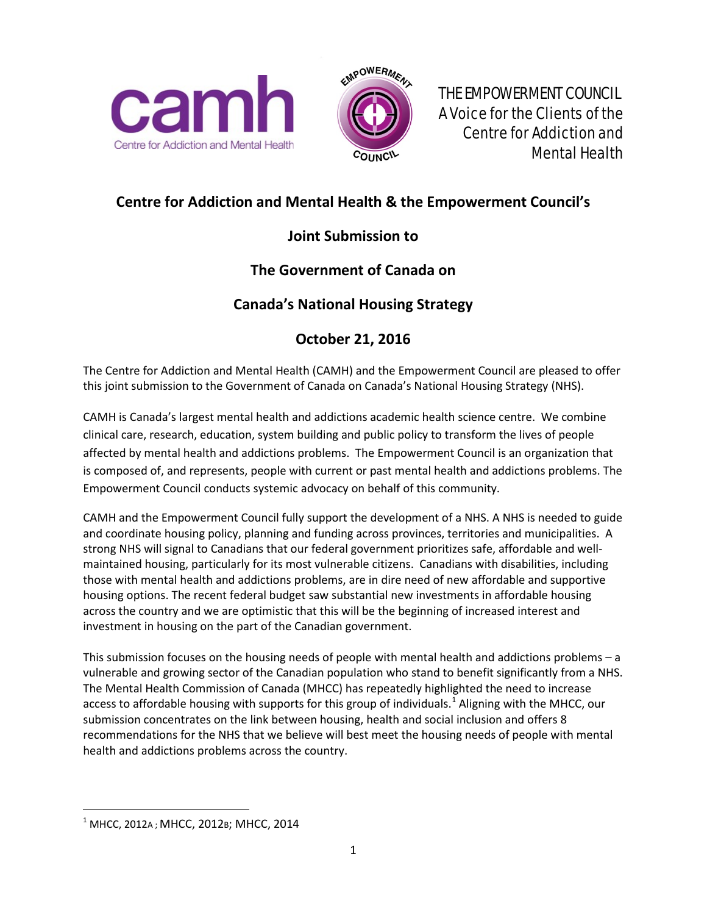THE EMPOWERMENT COUNCIL
A Voice for the Clients of the Centre for Addiction and Mental Health

# Centre for Addiction and Mental Health & the Empowerment Council's Joint Submission to The Government of Canada on Canada's National Housing Strategy

## October 21, 2016

The Centre for Addiction and Mental Health (CAMH) and the Empowerment Council are pleased to offer this joint submission to the Government of Canada on Canada's National Housing Strategy (NHS).

CAMH is Canada's largest mental health and addictions academic health science centre. We combine clinical care, research, education, system building and public policy to transform the lives of people affected by mental health and addictions problems. The Empowerment Council is an organization that is composed of, and represents, people with current or past mental health and addictions problems. The Empowerment Council conducts systemic advocacy on behalf of this community.

CAMH and the Empowerment Council fully support the development of a NHS. A NHS is needed to guide and coordinate housing policy, planning and funding across provinces, territories and municipalities. A strong NHS will signal to Canadians that our federal government prioritizes safe, affordable and well-maintained housing, particularly for its most vulnerable citizens. Canadians with disabilities, including those with mental health and addictions problems, are in dire need of new affordable and supportive housing options. The recent federal budget saw substantial new investments in affordable housing across the country and we are optimistic that this will be the beginning of increased interest and investment in housing on the part of the Canadian government.

This submission focuses on the housing needs of people with mental health and addictions problems – a vulnerable and growing sector of the Canadian population who stand to benefit significantly from a NHS. The Mental Health Commission of Canada (MHCC) has repeatedly highlighted the need to increase access to affordable housing with supports for this group of individuals.[1] Aligning with the MHCC, our submission concentrates on the link between housing, health and social inclusion and offers 8 recommendations for the NHS that we believe will best meet the housing needs of people with mental health and addictions problems across the country.

---

[1] MHCC, 2012A ; MHCC, 2012B; MHCC, 2014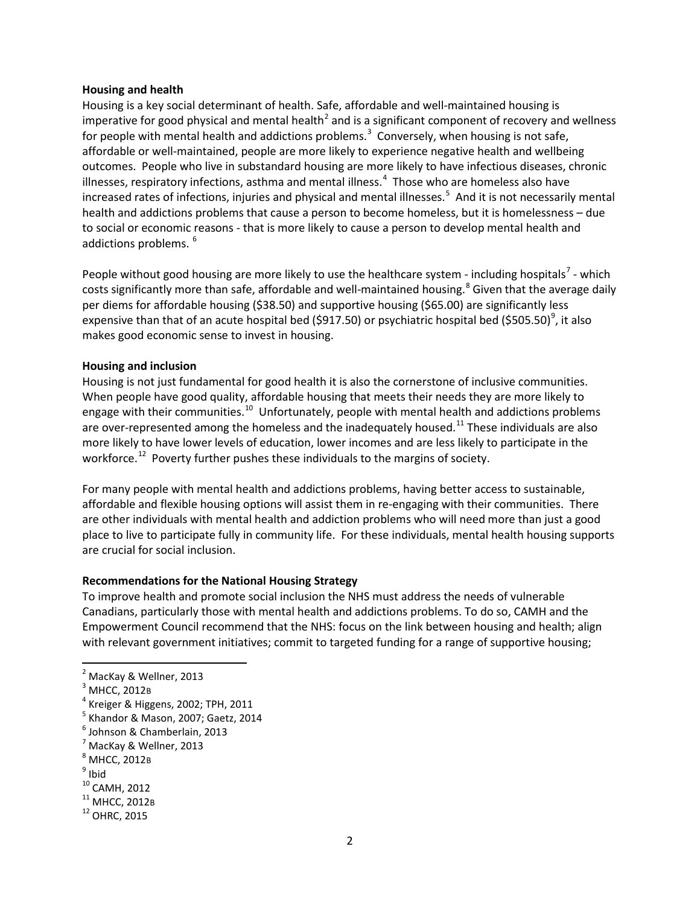**Housing and health**

Housing is a key social determinant of health. Safe, affordable and well-maintained housing is imperative for good physical and mental health[2] and is a significant component of recovery and wellness for people with mental health and addictions problems.[3] Conversely, when housing is not safe, affordable or well-maintained, people are more likely to experience negative health and wellbeing outcomes. People who live in substandard housing are more likely to have infectious diseases, chronic illnesses, respiratory infections, asthma and mental illness.[4] Those who are homeless also have increased rates of infections, injuries and physical and mental illnesses.[5] And it is not necessarily mental health and addictions problems that cause a person to become homeless, but it is homelessness – due to social or economic reasons - that is more likely to cause a person to develop mental health and addictions problems.[6]

People without good housing are more likely to use the healthcare system - including hospitals[7] - which costs significantly more than safe, affordable and well-maintained housing.[8] Given that the average daily per diems for affordable housing ($38.50) and supportive housing ($65.00) are significantly less expensive than that of an acute hospital bed ($917.50) or psychiatric hospital bed ($505.50)[9], it also makes good economic sense to invest in housing.

**Housing and inclusion**

Housing is not just fundamental for good health it is also the cornerstone of inclusive communities. When people have good quality, affordable housing that meets their needs they are more likely to engage with their communities.[10] Unfortunately, people with mental health and addictions problems are over-represented among the homeless and the inadequately housed.[11] These individuals are also more likely to have lower levels of education, lower incomes and are less likely to participate in the workforce.[12] Poverty further pushes these individuals to the margins of society.

For many people with mental health and addictions problems, having better access to sustainable, affordable and flexible housing options will assist them in re-engaging with their communities. There are other individuals with mental health and addiction problems who will need more than just a good place to live to participate fully in community life. For these individuals, mental health housing supports are crucial for social inclusion.

**Recommendations for the National Housing Strategy**

To improve health and promote social inclusion the NHS must address the needs of vulnerable Canadians, particularly those with mental health and addictions problems. To do so, CAMH and the Empowerment Council recommend that the NHS: focus on the link between housing and health; align with relevant government initiatives; commit to targeted funding for a range of supportive housing;

---

[2] MacKay & Wellner, 2013
[3] MHCC, 2012B
[4] Kreiger & Higgens, 2002; TPH, 2011
[5] Khandor & Mason, 2007; Gaetz, 2014
[6] Johnson & Chamberlain, 2013
[7] MacKay & Wellner, 2013
[8] MHCC, 2012B
[9] Ibid
[10] CAMH, 2012
[11] MHCC, 2012B
[12] OHRC, 2015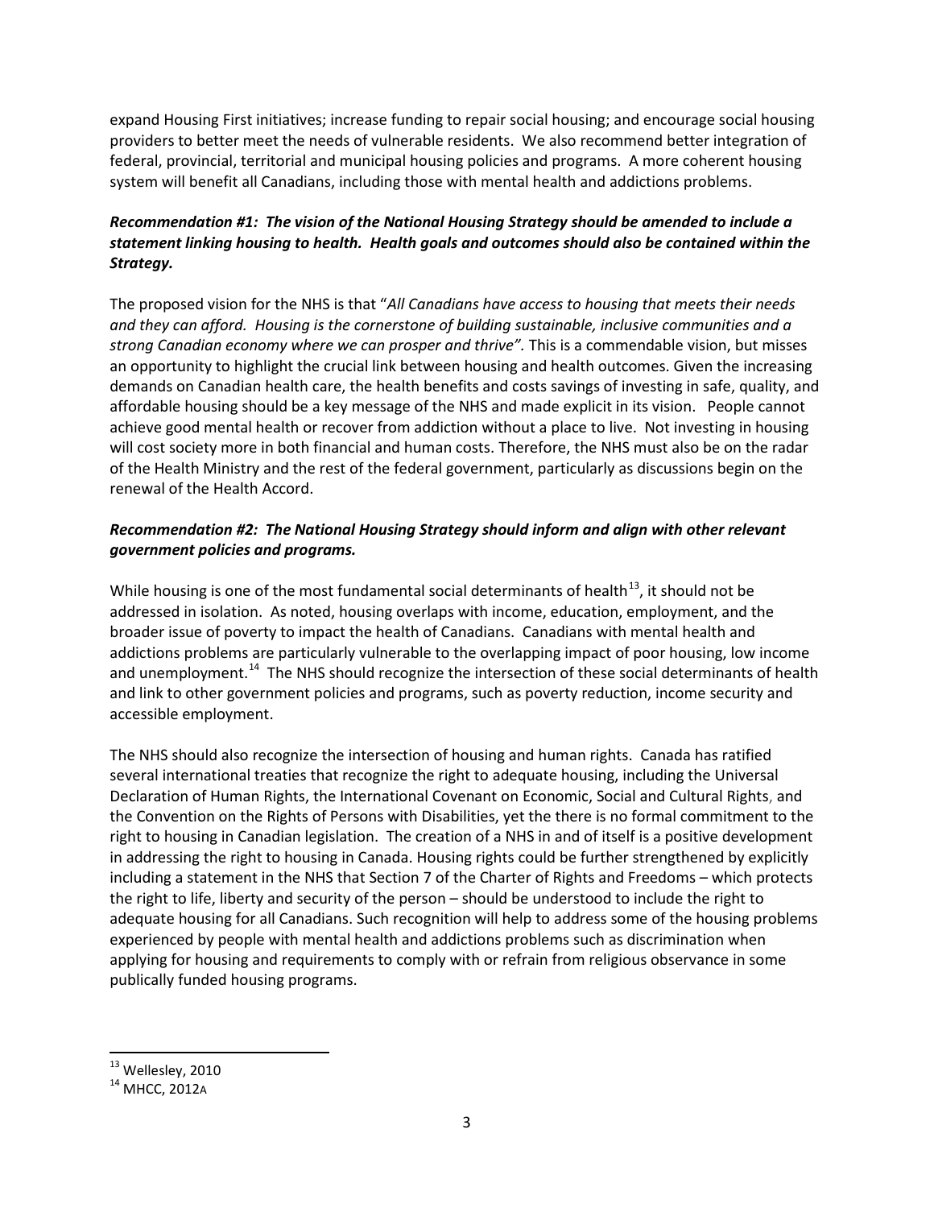expand Housing First initiatives; increase funding to repair social housing; and encourage social housing providers to better meet the needs of vulnerable residents. We also recommend better integration of federal, provincial, territorial and municipal housing policies and programs. A more coherent housing system will benefit all Canadians, including those with mental health and addictions problems.

***Recommendation #1: The vision of the National Housing Strategy should be amended to include a statement linking housing to health. Health goals and outcomes should also be contained within the Strategy.***

The proposed vision for the NHS is that "*All Canadians have access to housing that meets their needs and they can afford. Housing is the cornerstone of building sustainable, inclusive communities and a strong Canadian economy where we can prosper and thrive".* This is a commendable vision, but misses an opportunity to highlight the crucial link between housing and health outcomes. Given the increasing demands on Canadian health care, the health benefits and costs savings of investing in safe, quality, and affordable housing should be a key message of the NHS and made explicit in its vision. People cannot achieve good mental health or recover from addiction without a place to live. Not investing in housing will cost society more in both financial and human costs. Therefore, the NHS must also be on the radar of the Health Ministry and the rest of the federal government, particularly as discussions begin on the renewal of the Health Accord.

***Recommendation #2: The National Housing Strategy should inform and align with other relevant government policies and programs.***

While housing is one of the most fundamental social determinants of health[13], it should not be addressed in isolation. As noted, housing overlaps with income, education, employment, and the broader issue of poverty to impact the health of Canadians. Canadians with mental health and addictions problems are particularly vulnerable to the overlapping impact of poor housing, low income and unemployment.[14] The NHS should recognize the intersection of these social determinants of health and link to other government policies and programs, such as poverty reduction, income security and accessible employment.

The NHS should also recognize the intersection of housing and human rights. Canada has ratified several international treaties that recognize the right to adequate housing, including the Universal Declaration of Human Rights, the International Covenant on Economic, Social and Cultural Rights, and the Convention on the Rights of Persons with Disabilities, yet the there is no formal commitment to the right to housing in Canadian legislation. The creation of a NHS in and of itself is a positive development in addressing the right to housing in Canada. Housing rights could be further strengthened by explicitly including a statement in the NHS that Section 7 of the Charter of Rights and Freedoms – which protects the right to life, liberty and security of the person – should be understood to include the right to adequate housing for all Canadians. Such recognition will help to address some of the housing problems experienced by people with mental health and addictions problems such as discrimination when applying for housing and requirements to comply with or refrain from religious observance in some publically funded housing programs.

---

[13] Wellesley, 2010

[14] MHCC, 2012A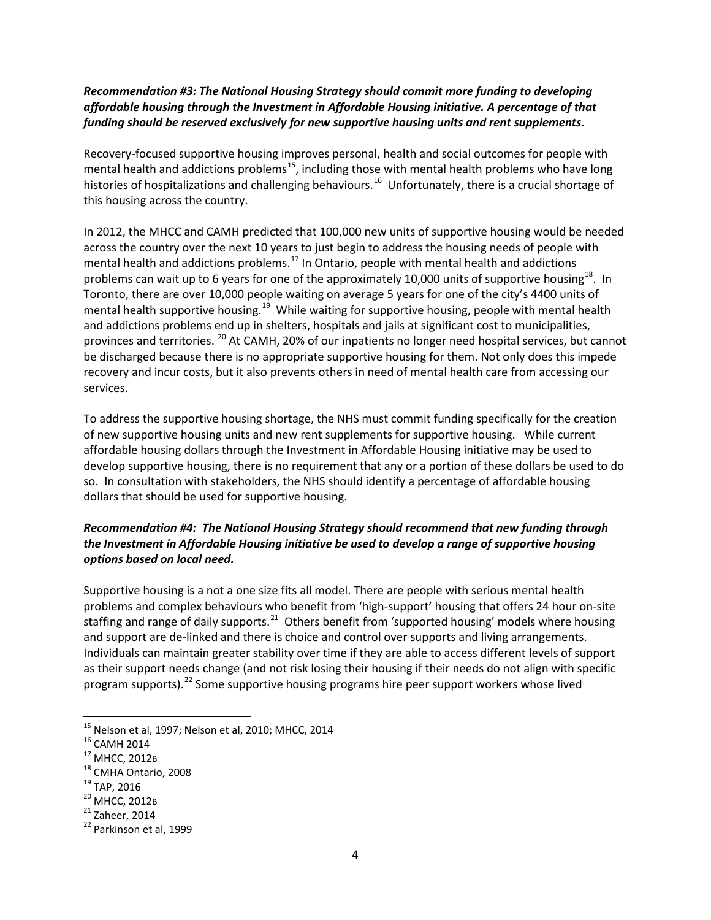***Recommendation #3: The National Housing Strategy should commit more funding to developing affordable housing through the Investment in Affordable Housing initiative. A percentage of that funding should be reserved exclusively for new supportive housing units and rent supplements.***

Recovery-focused supportive housing improves personal, health and social outcomes for people with mental health and addictions problems[15], including those with mental health problems who have long histories of hospitalizations and challenging behaviours.[16] Unfortunately, there is a crucial shortage of this housing across the country.

In 2012, the MHCC and CAMH predicted that 100,000 new units of supportive housing would be needed across the country over the next 10 years to just begin to address the housing needs of people with mental health and addictions problems.[17] In Ontario, people with mental health and addictions problems can wait up to 6 years for one of the approximately 10,000 units of supportive housing[18]. In Toronto, there are over 10,000 people waiting on average 5 years for one of the city's 4400 units of mental health supportive housing.[19] While waiting for supportive housing, people with mental health and addictions problems end up in shelters, hospitals and jails at significant cost to municipalities, provinces and territories. [20] At CAMH, 20% of our inpatients no longer need hospital services, but cannot be discharged because there is no appropriate supportive housing for them. Not only does this impede recovery and incur costs, but it also prevents others in need of mental health care from accessing our services.

To address the supportive housing shortage, the NHS must commit funding specifically for the creation of new supportive housing units and new rent supplements for supportive housing. While current affordable housing dollars through the Investment in Affordable Housing initiative may be used to develop supportive housing, there is no requirement that any or a portion of these dollars be used to do so. In consultation with stakeholders, the NHS should identify a percentage of affordable housing dollars that should be used for supportive housing.

***Recommendation #4: The National Housing Strategy should recommend that new funding through the Investment in Affordable Housing initiative be used to develop a range of supportive housing options based on local need.***

Supportive housing is a not a one size fits all model. There are people with serious mental health problems and complex behaviours who benefit from 'high-support' housing that offers 24 hour on-site staffing and range of daily supports.[21] Others benefit from 'supported housing' models where housing and support are de-linked and there is choice and control over supports and living arrangements. Individuals can maintain greater stability over time if they are able to access different levels of support as their support needs change (and not risk losing their housing if their needs do not align with specific program supports).[22] Some supportive housing programs hire peer support workers whose lived

---

[15] Nelson et al, 1997; Nelson et al, 2010; MHCC, 2014

[16] CAMH 2014

[17] MHCC, 2012B

[18] CMHA Ontario, 2008

[19] TAP, 2016

[20] MHCC, 2012B

[21] Zaheer, 2014

[22] Parkinson et al, 1999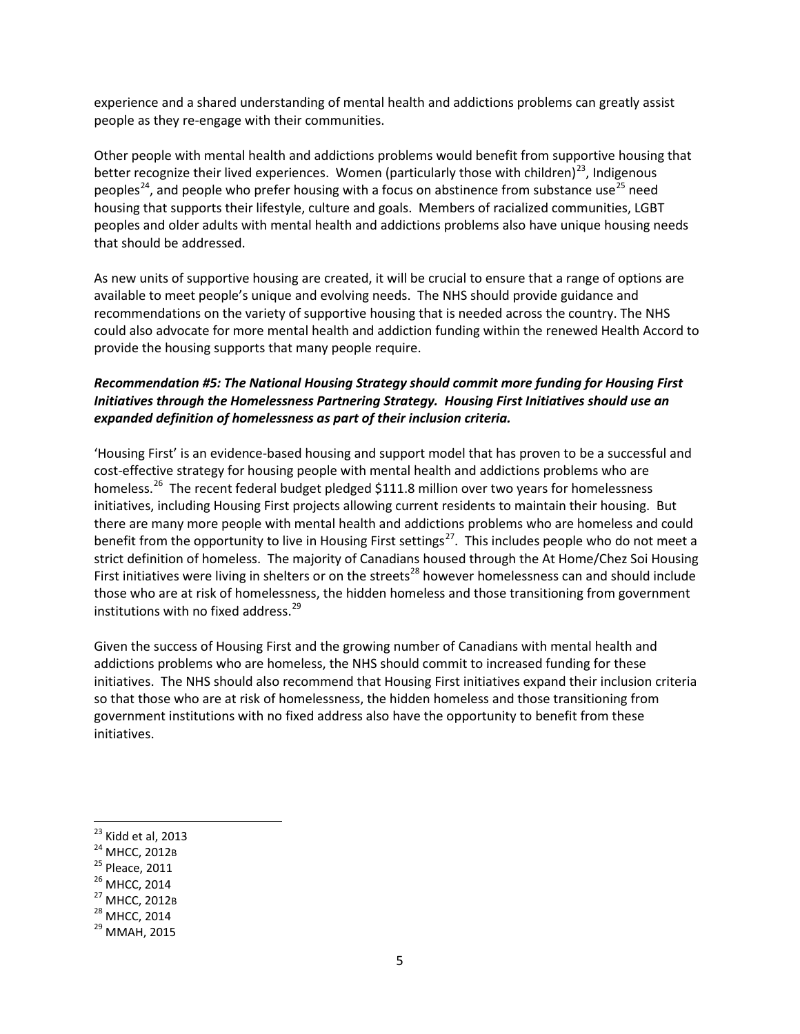experience and a shared understanding of mental health and addictions problems can greatly assist people as they re-engage with their communities.

Other people with mental health and addictions problems would benefit from supportive housing that better recognize their lived experiences. Women (particularly those with children)[23], Indigenous peoples[24], and people who prefer housing with a focus on abstinence from substance use[25] need housing that supports their lifestyle, culture and goals. Members of racialized communities, LGBT peoples and older adults with mental health and addictions problems also have unique housing needs that should be addressed.

As new units of supportive housing are created, it will be crucial to ensure that a range of options are available to meet people's unique and evolving needs. The NHS should provide guidance and recommendations on the variety of supportive housing that is needed across the country. The NHS could also advocate for more mental health and addiction funding within the renewed Health Accord to provide the housing supports that many people require.

***Recommendation #5: The National Housing Strategy should commit more funding for Housing First Initiatives through the Homelessness Partnering Strategy. Housing First Initiatives should use an expanded definition of homelessness as part of their inclusion criteria.***

'Housing First' is an evidence-based housing and support model that has proven to be a successful and cost-effective strategy for housing people with mental health and addictions problems who are homeless.[26] The recent federal budget pledged $111.8 million over two years for homelessness initiatives, including Housing First projects allowing current residents to maintain their housing. But there are many more people with mental health and addictions problems who are homeless and could benefit from the opportunity to live in Housing First settings[27]. This includes people who do not meet a strict definition of homeless. The majority of Canadians housed through the At Home/Chez Soi Housing First initiatives were living in shelters or on the streets[28] however homelessness can and should include those who are at risk of homelessness, the hidden homeless and those transitioning from government institutions with no fixed address.[29]

Given the success of Housing First and the growing number of Canadians with mental health and addictions problems who are homeless, the NHS should commit to increased funding for these initiatives. The NHS should also recommend that Housing First initiatives expand their inclusion criteria so that those who are at risk of homelessness, the hidden homeless and those transitioning from government institutions with no fixed address also have the opportunity to benefit from these initiatives.

---

[23] Kidd et al, 2013

[24] MHCC, 2012B

[25] Pleace, 2011

[26] MHCC, 2014

[27] MHCC, 2012B

[28] MHCC, 2014

[29] MMAH, 2015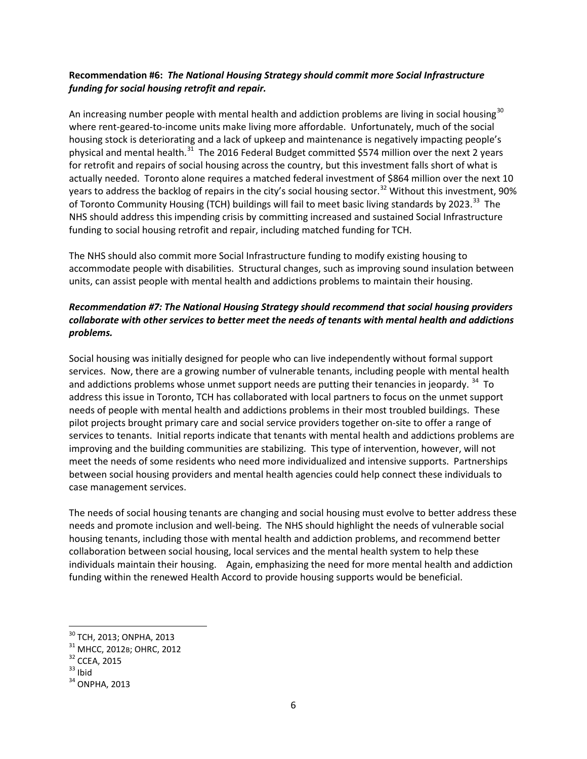**Recommendation #6:** ***The National Housing Strategy should commit more Social Infrastructure funding for social housing retrofit and repair.***

An increasing number people with mental health and addiction problems are living in social housing[30] where rent-geared-to-income units make living more affordable. Unfortunately, much of the social housing stock is deteriorating and a lack of upkeep and maintenance is negatively impacting people's physical and mental health.[31] The 2016 Federal Budget committed $574 million over the next 2 years for retrofit and repairs of social housing across the country, but this investment falls short of what is actually needed. Toronto alone requires a matched federal investment of $864 million over the next 10 years to address the backlog of repairs in the city's social housing sector.[32] Without this investment, 90% of Toronto Community Housing (TCH) buildings will fail to meet basic living standards by 2023.[33] The NHS should address this impending crisis by committing increased and sustained Social Infrastructure funding to social housing retrofit and repair, including matched funding for TCH.

The NHS should also commit more Social Infrastructure funding to modify existing housing to accommodate people with disabilities. Structural changes, such as improving sound insulation between units, can assist people with mental health and addictions problems to maintain their housing.

***Recommendation #7: The National Housing Strategy should recommend that social housing providers collaborate with other services to better meet the needs of tenants with mental health and addictions problems.***

Social housing was initially designed for people who can live independently without formal support services. Now, there are a growing number of vulnerable tenants, including people with mental health and addictions problems whose unmet support needs are putting their tenancies in jeopardy. [34] To address this issue in Toronto, TCH has collaborated with local partners to focus on the unmet support needs of people with mental health and addictions problems in their most troubled buildings. These pilot projects brought primary care and social service providers together on-site to offer a range of services to tenants. Initial reports indicate that tenants with mental health and addictions problems are improving and the building communities are stabilizing. This type of intervention, however, will not meet the needs of some residents who need more individualized and intensive supports. Partnerships between social housing providers and mental health agencies could help connect these individuals to case management services.

The needs of social housing tenants are changing and social housing must evolve to better address these needs and promote inclusion and well-being. The NHS should highlight the needs of vulnerable social housing tenants, including those with mental health and addiction problems, and recommend better collaboration between social housing, local services and the mental health system to help these individuals maintain their housing. Again, emphasizing the need for more mental health and addiction funding within the renewed Health Accord to provide housing supports would be beneficial.

---

[30] TCH, 2013; ONPHA, 2013

[31] MHCC, 2012B; OHRC, 2012

[32] CCEA, 2015

[33] Ibid

[34] ONPHA, 2013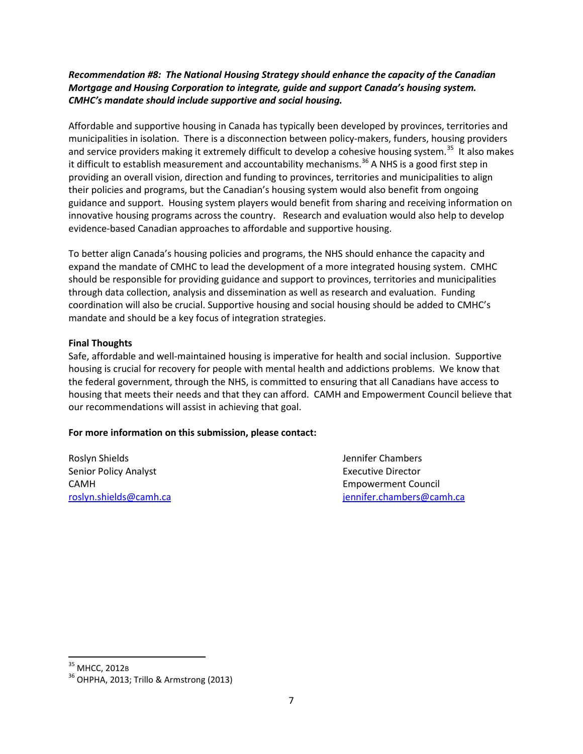***Recommendation #8: The National Housing Strategy should enhance the capacity of the Canadian Mortgage and Housing Corporation to integrate, guide and support Canada's housing system. CMHC's mandate should include supportive and social housing.***

Affordable and supportive housing in Canada has typically been developed by provinces, territories and municipalities in isolation. There is a disconnection between policy-makers, funders, housing providers and service providers making it extremely difficult to develop a cohesive housing system.[35] It also makes it difficult to establish measurement and accountability mechanisms.[36] A NHS is a good first step in providing an overall vision, direction and funding to provinces, territories and municipalities to align their policies and programs, but the Canadian's housing system would also benefit from ongoing guidance and support. Housing system players would benefit from sharing and receiving information on innovative housing programs across the country. Research and evaluation would also help to develop evidence-based Canadian approaches to affordable and supportive housing.

To better align Canada's housing policies and programs, the NHS should enhance the capacity and expand the mandate of CMHC to lead the development of a more integrated housing system. CMHC should be responsible for providing guidance and support to provinces, territories and municipalities through data collection, analysis and dissemination as well as research and evaluation. Funding coordination will also be crucial. Supportive housing and social housing should be added to CMHC's mandate and should be a key focus of integration strategies.

**Final Thoughts**

Safe, affordable and well-maintained housing is imperative for health and social inclusion. Supportive housing is crucial for recovery for people with mental health and addictions problems. We know that the federal government, through the NHS, is committed to ensuring that all Canadians have access to housing that meets their needs and that they can afford. CAMH and Empowerment Council believe that our recommendations will assist in achieving that goal.

**For more information on this submission, please contact:**

Roslyn Shields
Senior Policy Analyst
CAMH
roslyn.shields@camh.ca

Jennifer Chambers
Executive Director
Empowerment Council
jennifer.chambers@camh.ca

---

[35] MHCC, 2012B

[36] OHPHA, 2013; Trillo & Armstrong (2013)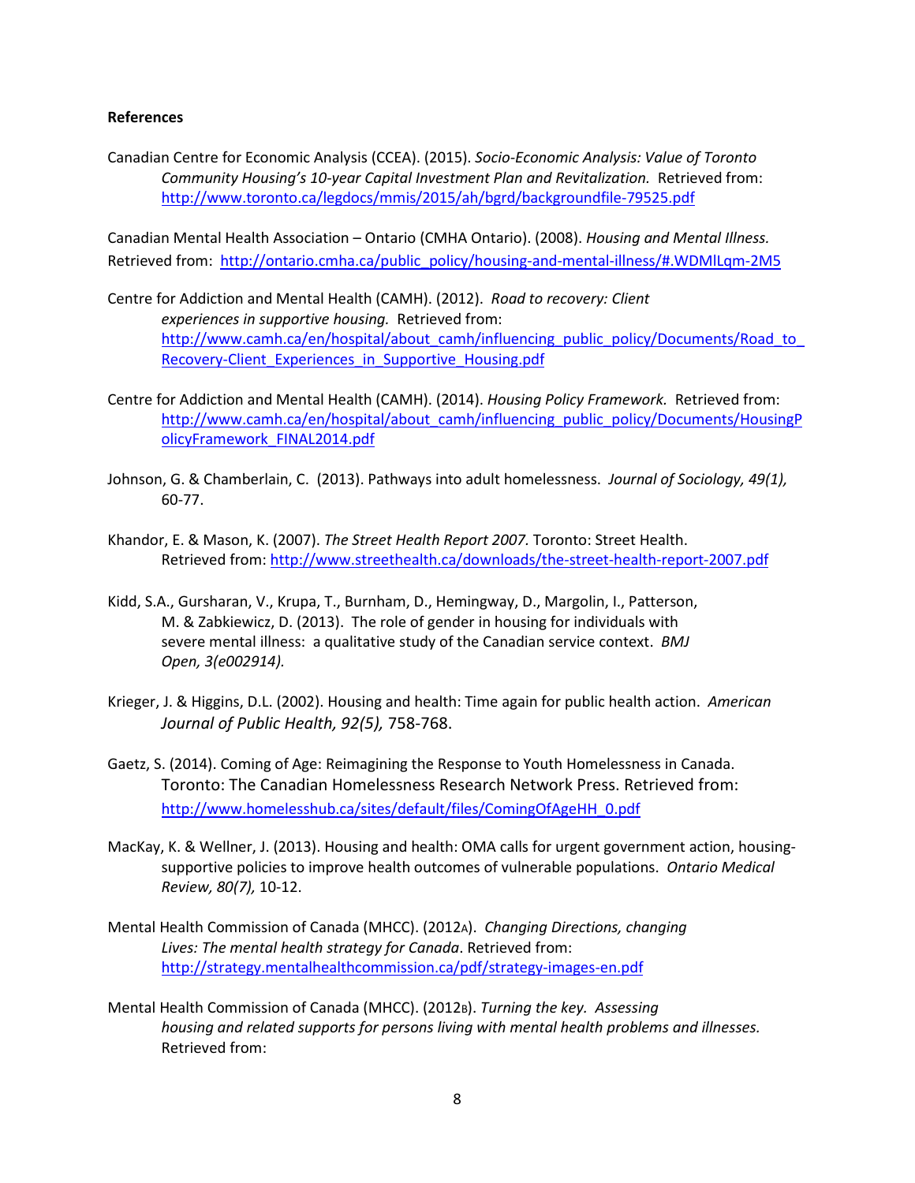**References**

Canadian Centre for Economic Analysis (CCEA). (2015). *Socio-Economic Analysis: Value of Toronto Community Housing's 10-year Capital Investment Plan and Revitalization.* Retrieved from: http://www.toronto.ca/legdocs/mmis/2015/ah/bgrd/backgroundfile-79525.pdf

Canadian Mental Health Association – Ontario (CMHA Ontario). (2008). *Housing and Mental Illness.* Retrieved from: http://ontario.cmha.ca/public_policy/housing-and-mental-illness/#.WDMlLqm-2M5

Centre for Addiction and Mental Health (CAMH). (2012). *Road to recovery: Client experiences in supportive housing.* Retrieved from: http://www.camh.ca/en/hospital/about_camh/influencing_public_policy/Documents/Road_to_Recovery-Client_Experiences_in_Supportive_Housing.pdf

Centre for Addiction and Mental Health (CAMH). (2014). *Housing Policy Framework.* Retrieved from: http://www.camh.ca/en/hospital/about_camh/influencing_public_policy/Documents/HousingPolicyFramework_FINAL2014.pdf

Johnson, G. & Chamberlain, C. (2013). Pathways into adult homelessness. *Journal of Sociology, 49(1),* 60-77.

Khandor, E. & Mason, K. (2007). *The Street Health Report 2007.* Toronto: Street Health. Retrieved from: http://www.streethealth.ca/downloads/the-street-health-report-2007.pdf

Kidd, S.A., Gursharan, V., Krupa, T., Burnham, D., Hemingway, D., Margolin, I., Patterson, M. & Zabkiewicz, D. (2013). The role of gender in housing for individuals with severe mental illness: a qualitative study of the Canadian service context. *BMJ Open, 3(e002914).*

Krieger, J. & Higgins, D.L. (2002). Housing and health: Time again for public health action. *American Journal of Public Health, 92(5),* 758-768.

Gaetz, S. (2014). Coming of Age: Reimagining the Response to Youth Homelessness in Canada. Toronto: The Canadian Homelessness Research Network Press. Retrieved from: http://www.homelesshub.ca/sites/default/files/ComingOfAgeHH_0.pdf

MacKay, K. & Wellner, J. (2013). Housing and health: OMA calls for urgent government action, housing-supportive policies to improve health outcomes of vulnerable populations. *Ontario Medical Review, 80(7),* 10-12.

Mental Health Commission of Canada (MHCC). (2012A). *Changing Directions, changing Lives: The mental health strategy for Canada*. Retrieved from: http://strategy.mentalhealthcommission.ca/pdf/strategy-images-en.pdf

Mental Health Commission of Canada (MHCC). (2012B). *Turning the key. Assessing housing and related supports for persons living with mental health problems and illnesses.* Retrieved from: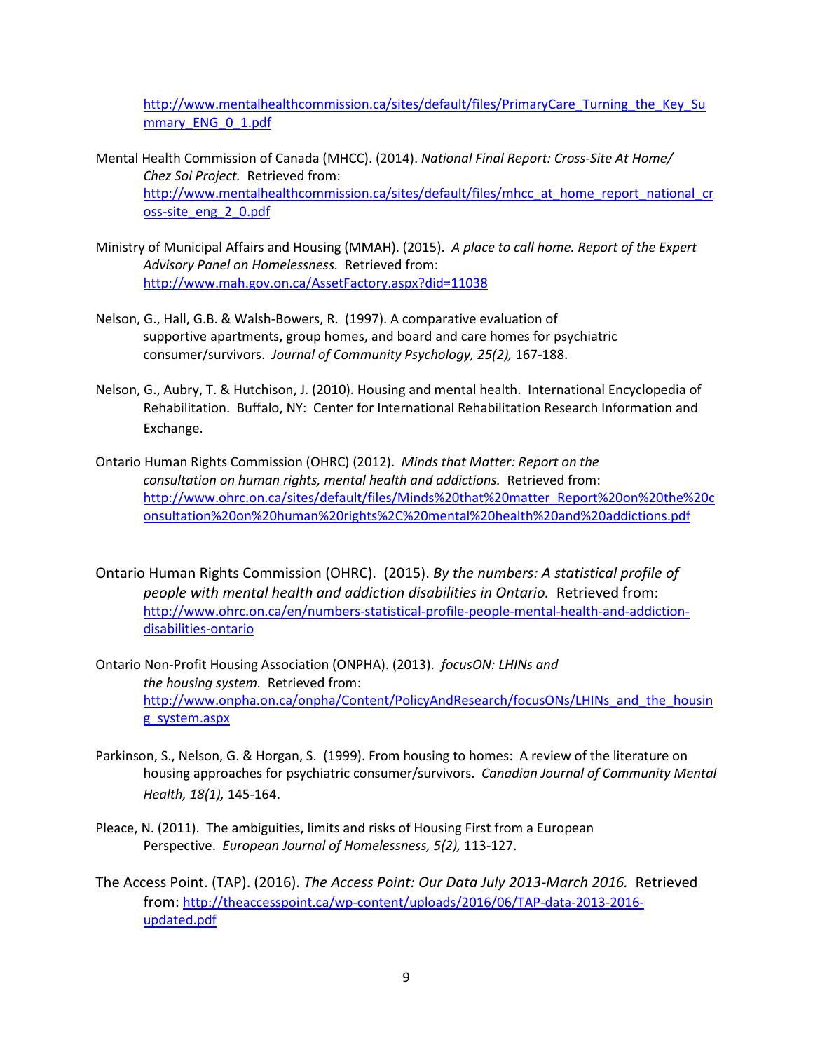http://www.mentalhealthcommission.ca/sites/default/files/PrimaryCare_Turning_the_Key_Summary_ENG_0_1.pdf

Mental Health Commission of Canada (MHCC). (2014). *National Final Report: Cross-Site At Home/ Chez Soi Project.* Retrieved from: http://www.mentalhealthcommission.ca/sites/default/files/mhcc_at_home_report_national_cross-site_eng_2_0.pdf

Ministry of Municipal Affairs and Housing (MMAH). (2015). *A place to call home. Report of the Expert Advisory Panel on Homelessness.* Retrieved from: http://www.mah.gov.on.ca/AssetFactory.aspx?did=11038

Nelson, G., Hall, G.B. & Walsh-Bowers, R. (1997). A comparative evaluation of supportive apartments, group homes, and board and care homes for psychiatric consumer/survivors. *Journal of Community Psychology, 25(2),* 167-188.

Nelson, G., Aubry, T. & Hutchison, J. (2010). Housing and mental health. International Encyclopedia of Rehabilitation. Buffalo, NY: Center for International Rehabilitation Research Information and Exchange.

Ontario Human Rights Commission (OHRC) (2012). *Minds that Matter: Report on the consultation on human rights, mental health and addictions.* Retrieved from: http://www.ohrc.on.ca/sites/default/files/Minds%20that%20matter_Report%20on%20the%20consultation%20on%20human%20rights%2C%20mental%20health%20and%20addictions.pdf

Ontario Human Rights Commission (OHRC). (2015). *By the numbers: A statistical profile of people with mental health and addiction disabilities in Ontario.* Retrieved from: http://www.ohrc.on.ca/en/numbers-statistical-profile-people-mental-health-and-addiction-disabilities-ontario

Ontario Non-Profit Housing Association (ONPHA). (2013). *focusON: LHINs and the housing system.* Retrieved from: http://www.onpha.on.ca/onpha/Content/PolicyAndResearch/focusONs/LHINs_and_the_housing_system.aspx

Parkinson, S., Nelson, G. & Horgan, S. (1999). From housing to homes: A review of the literature on housing approaches for psychiatric consumer/survivors. *Canadian Journal of Community Mental Health, 18(1),* 145-164.

Pleace, N. (2011). The ambiguities, limits and risks of Housing First from a European Perspective. *European Journal of Homelessness, 5(2),* 113-127.

The Access Point. (TAP). (2016). *The Access Point: Our Data July 2013-March 2016.* Retrieved from: http://theaccesspoint.ca/wp-content/uploads/2016/06/TAP-data-2013-2016-updated.pdf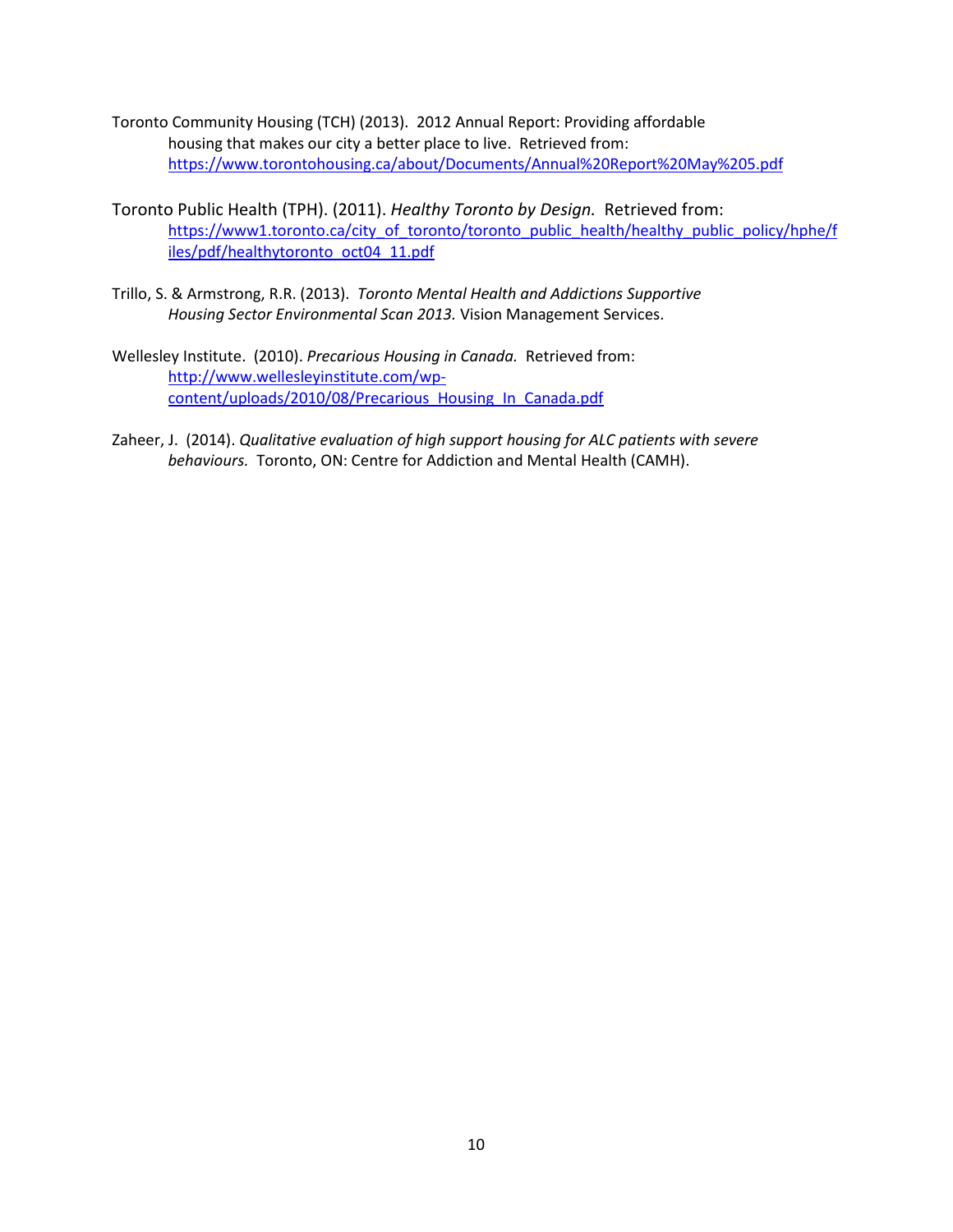Toronto Community Housing (TCH) (2013). 2012 Annual Report: Providing affordable housing that makes our city a better place to live. Retrieved from: https://www.torontohousing.ca/about/Documents/Annual%20Report%20May%205.pdf

Toronto Public Health (TPH). (2011). *Healthy Toronto by Design.* Retrieved from: https://www1.toronto.ca/city_of_toronto/toronto_public_health/healthy_public_policy/hphe/files/pdf/healthytoronto_oct04_11.pdf

Trillo, S. & Armstrong, R.R. (2013). *Toronto Mental Health and Addictions Supportive Housing Sector Environmental Scan 2013.* Vision Management Services.

Wellesley Institute. (2010). *Precarious Housing in Canada.* Retrieved from: http://www.wellesleyinstitute.com/wp-content/uploads/2010/08/Precarious_Housing_In_Canada.pdf

Zaheer, J. (2014). *Qualitative evaluation of high support housing for ALC patients with severe behaviours.* Toronto, ON: Centre for Addiction and Mental Health (CAMH).